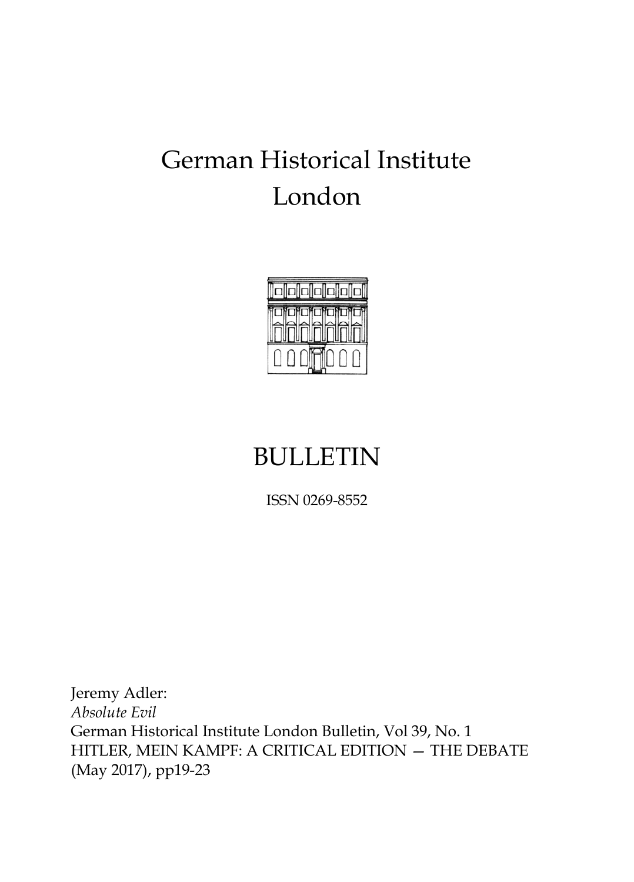# German Historical Institute London

# BULLETIN

ISSN 0269-8552

Jeremy Adler:
*Absolute Evil*
German Historical Institute London Bulletin, Vol 39, No. 1
HITLER, MEIN KAMPF: A CRITICAL EDITION — THE DEBATE
(May 2017), pp19-23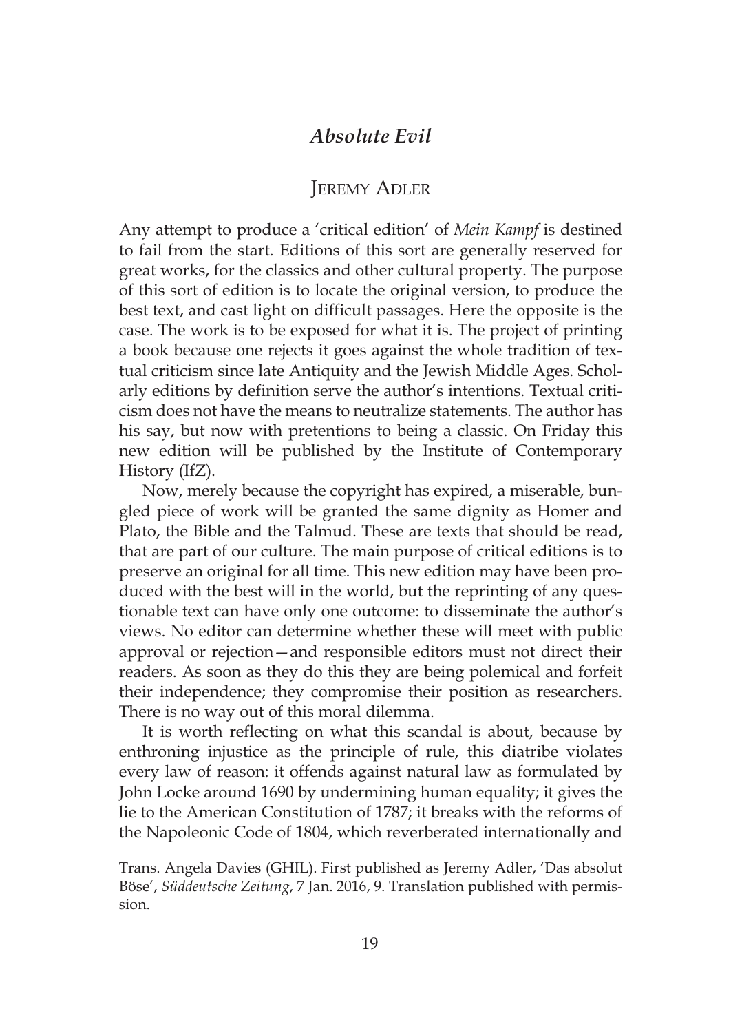## *Absolute Evil*

### Jeremy Adler

Any attempt to produce a 'critical edition' of *Mein Kampf* is destined to fail from the start. Editions of this sort are generally reserved for great works, for the classics and other cultural property. The purpose of this sort of edition is to locate the original version, to produce the best text, and cast light on difficult passages. Here the opposite is the case. The work is to be exposed for what it is. The project of printing a book because one rejects it goes against the whole tradition of textual criticism since late Antiquity and the Jewish Middle Ages. Scholarly editions by definition serve the author's intentions. Textual criticism does not have the means to neutralize statements. The author has his say, but now with pretentions to being a classic. On Friday this new edition will be published by the Institute of Contemporary History (IfZ).

Now, merely because the copyright has expired, a miserable, bungled piece of work will be granted the same dignity as Homer and Plato, the Bible and the Talmud. These are texts that should be read, that are part of our culture. The main purpose of critical editions is to preserve an original for all time. This new edition may have been produced with the best will in the world, but the reprinting of any questionable text can have only one outcome: to disseminate the author's views. No editor can determine whether these will meet with public approval or rejection—and responsible editors must not direct their readers. As soon as they do this they are being polemical and forfeit their independence; they compromise their position as researchers. There is no way out of this moral dilemma.

It is worth reflecting on what this scandal is about, because by enthroning injustice as the principle of rule, this diatribe violates every law of reason: it offends against natural law as formulated by John Locke around 1690 by undermining human equality; it gives the lie to the American Constitution of 1787; it breaks with the reforms of the Napoleonic Code of 1804, which reverberated internationally and

Trans. Angela Davies (GHIL). First published as Jeremy Adler, 'Das absolut Böse', *Süddeutsche Zeitung*, 7 Jan. 2016, 9. Translation published with permission.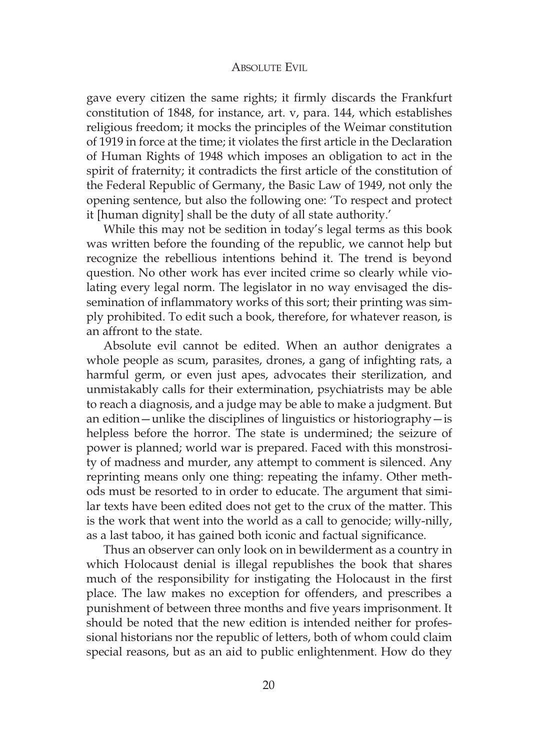gave every citizen the same rights; it firmly discards the Frankfurt constitution of 1848, for instance, art. v, para. 144, which establishes religious freedom; it mocks the principles of the Weimar constitution of 1919 in force at the time; it violates the first article in the Declaration of Human Rights of 1948 which imposes an obligation to act in the spirit of fraternity; it contradicts the first article of the constitution of the Federal Republic of Germany, the Basic Law of 1949, not only the opening sentence, but also the following one: 'To respect and protect it [human dignity] shall be the duty of all state authority.'

While this may not be sedition in today's legal terms as this book was written before the founding of the republic, we cannot help but recognize the rebellious intentions behind it. The trend is beyond question. No other work has ever incited crime so clearly while violating every legal norm. The legislator in no way envisaged the dissemination of inflammatory works of this sort; their printing was simply prohibited. To edit such a book, therefore, for whatever reason, is an affront to the state.

Absolute evil cannot be edited. When an author denigrates a whole people as scum, parasites, drones, a gang of infighting rats, a harmful germ, or even just apes, advocates their sterilization, and unmistakably calls for their extermination, psychiatrists may be able to reach a diagnosis, and a judge may be able to make a judgment. But an edition—unlike the disciplines of linguistics or historiography—is helpless before the horror. The state is undermined; the seizure of power is planned; world war is prepared. Faced with this monstrosity of madness and murder, any attempt to comment is silenced. Any reprinting means only one thing: repeating the infamy. Other methods must be resorted to in order to educate. The argument that similar texts have been edited does not get to the crux of the matter. This is the work that went into the world as a call to genocide; willy-nilly, as a last taboo, it has gained both iconic and factual significance.

Thus an observer can only look on in bewilderment as a country in which Holocaust denial is illegal republishes the book that shares much of the responsibility for instigating the Holocaust in the first place. The law makes no exception for offenders, and prescribes a punishment of between three months and five years imprisonment. It should be noted that the new edition is intended neither for professional historians nor the republic of letters, both of whom could claim special reasons, but as an aid to public enlightenment. How do they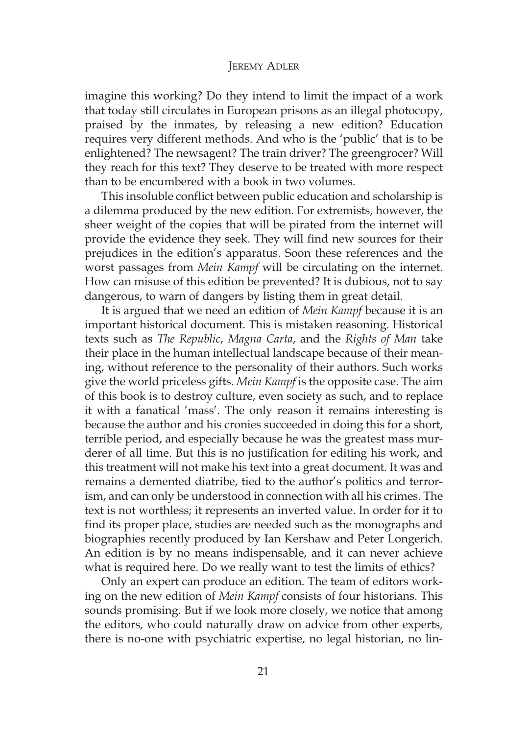imagine this working? Do they intend to limit the impact of a work that today still circulates in European prisons as an illegal photocopy, praised by the inmates, by releasing a new edition? Education requires very different methods. And who is the 'public' that is to be enlightened? The newsagent? The train driver? The greengrocer? Will they reach for this text? They deserve to be treated with more respect than to be encumbered with a book in two volumes.

This insoluble conflict between public education and scholarship is a dilemma produced by the new edition. For extremists, however, the sheer weight of the copies that will be pirated from the internet will provide the evidence they seek. They will find new sources for their prejudices in the edition's apparatus. Soon these references and the worst passages from *Mein Kampf* will be circulating on the internet. How can misuse of this edition be prevented? It is dubious, not to say dangerous, to warn of dangers by listing them in great detail.

It is argued that we need an edition of *Mein Kampf* because it is an important historical document. This is mistaken reasoning. Historical texts such as *The Republic*, *Magna Carta*, and the *Rights of Man* take their place in the human intellectual landscape because of their meaning, without reference to the personality of their authors. Such works give the world priceless gifts. *Mein Kampf* is the opposite case. The aim of this book is to destroy culture, even society as such, and to replace it with a fanatical 'mass'. The only reason it remains interesting is because the author and his cronies succeeded in doing this for a short, terrible period, and especially because he was the greatest mass murderer of all time. But this is no justification for editing his work, and this treatment will not make his text into a great document. It was and remains a demented diatribe, tied to the author's politics and terrorism, and can only be understood in connection with all his crimes. The text is not worthless; it represents an inverted value. In order for it to find its proper place, studies are needed such as the monographs and biographies recently produced by Ian Kershaw and Peter Longerich. An edition is by no means indispensable, and it can never achieve what is required here. Do we really want to test the limits of ethics?

Only an expert can produce an edition. The team of editors working on the new edition of *Mein Kampf* consists of four historians. This sounds promising. But if we look more closely, we notice that among the editors, who could naturally draw on advice from other experts, there is no-one with psychiatric expertise, no legal historian, no lin-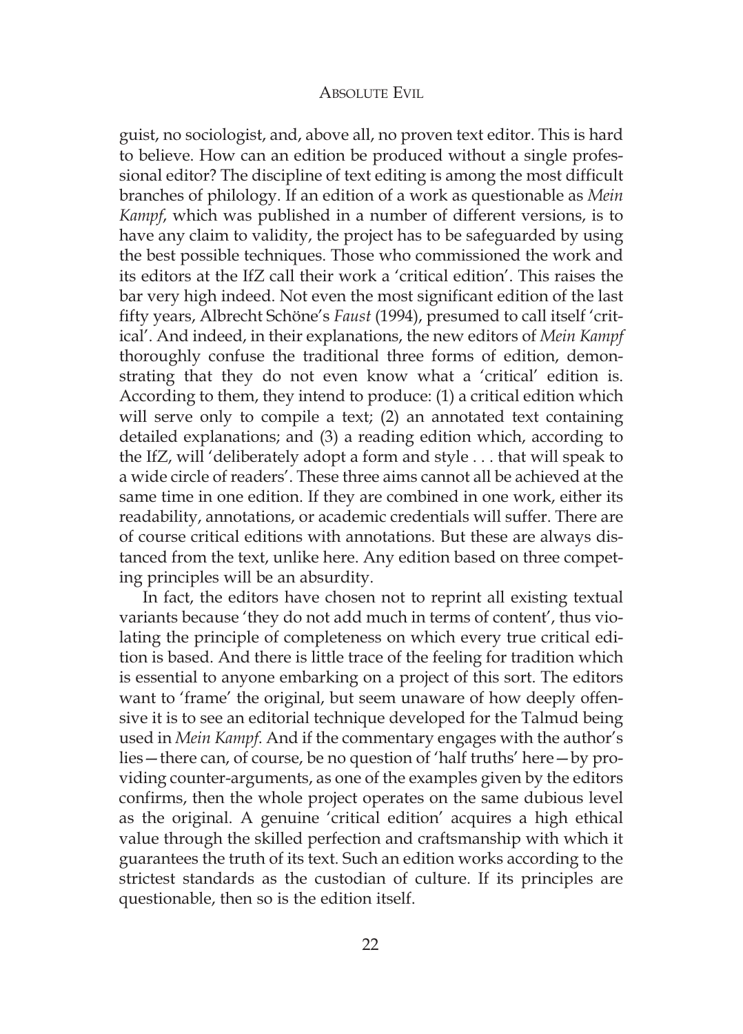guist, no sociologist, and, above all, no proven text editor. This is hard to believe. How can an edition be produced without a single professional editor? The discipline of text editing is among the most difficult branches of philology. If an edition of a work as questionable as *Mein Kampf*, which was published in a number of different versions, is to have any claim to validity, the project has to be safeguarded by using the best possible techniques. Those who commissioned the work and its editors at the IfZ call their work a 'critical edition'. This raises the bar very high indeed. Not even the most significant edition of the last fifty years, Albrecht Schöne's *Faust* (1994), presumed to call itself 'critical'. And indeed, in their explanations, the new editors of *Mein Kampf* thoroughly confuse the traditional three forms of edition, demonstrating that they do not even know what a 'critical' edition is. According to them, they intend to produce: (1) a critical edition which will serve only to compile a text; (2) an annotated text containing detailed explanations; and (3) a reading edition which, according to the IfZ, will 'deliberately adopt a form and style . . . that will speak to a wide circle of readers'. These three aims cannot all be achieved at the same time in one edition. If they are combined in one work, either its readability, annotations, or academic credentials will suffer. There are of course critical editions with annotations. But these are always distanced from the text, unlike here. Any edition based on three competing principles will be an absurdity.

In fact, the editors have chosen not to reprint all existing textual variants because 'they do not add much in terms of content', thus violating the principle of completeness on which every true critical edition is based. And there is little trace of the feeling for tradition which is essential to anyone embarking on a project of this sort. The editors want to 'frame' the original, but seem unaware of how deeply offensive it is to see an editorial technique developed for the Talmud being used in *Mein Kampf*. And if the commentary engages with the author's lies—there can, of course, be no question of 'half truths' here—by providing counter-arguments, as one of the examples given by the editors confirms, then the whole project operates on the same dubious level as the original. A genuine 'critical edition' acquires a high ethical value through the skilled perfection and craftsmanship with which it guarantees the truth of its text. Such an edition works according to the strictest standards as the custodian of culture. If its principles are questionable, then so is the edition itself.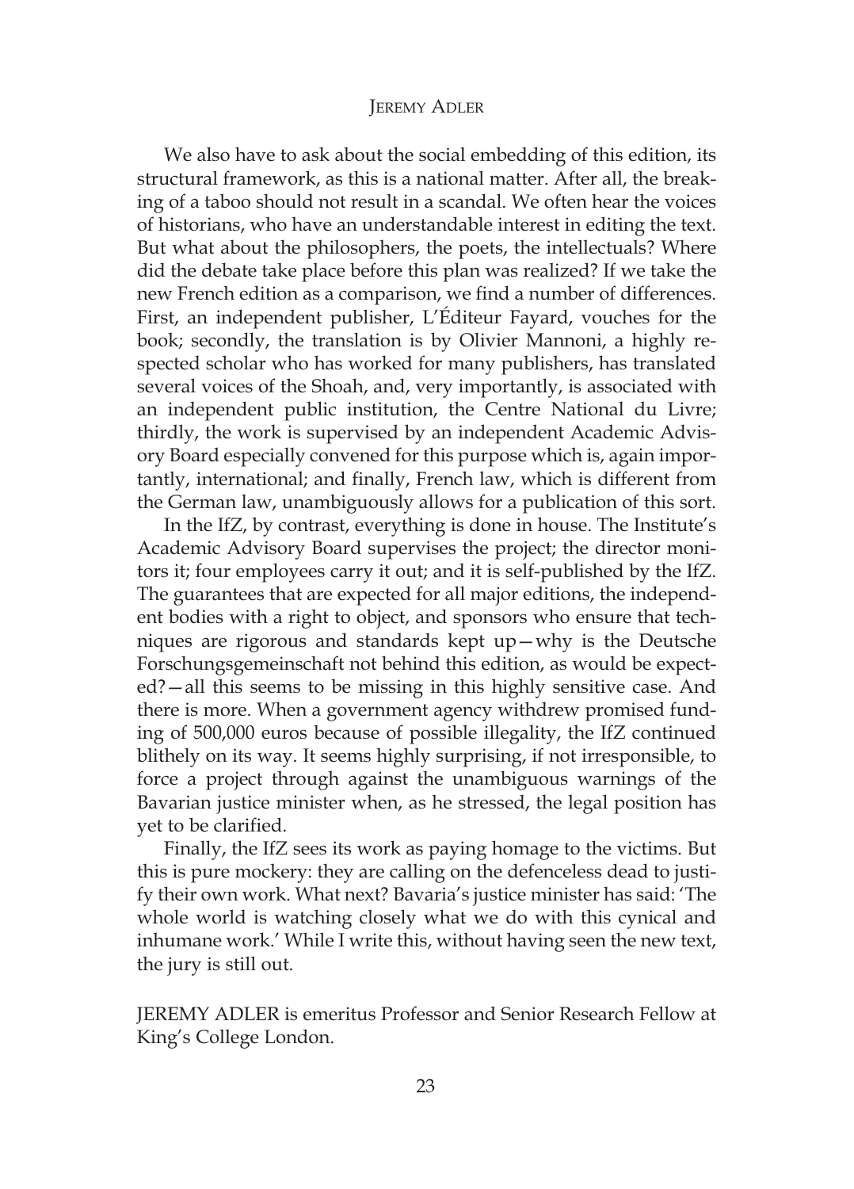We also have to ask about the social embedding of this edition, its structural framework, as this is a national matter. After all, the breaking of a taboo should not result in a scandal. We often hear the voices of historians, who have an understandable interest in editing the text. But what about the philosophers, the poets, the intellectuals? Where did the debate take place before this plan was realized? If we take the new French edition as a comparison, we find a number of differences. First, an independent publisher, L'Éditeur Fayard, vouches for the book; secondly, the translation is by Olivier Mannoni, a highly respected scholar who has worked for many publishers, has translated several voices of the Shoah, and, very importantly, is associated with an independent public institution, the Centre National du Livre; thirdly, the work is supervised by an independent Academic Advisory Board especially convened for this purpose which is, again importantly, international; and finally, French law, which is different from the German law, unambiguously allows for a publication of this sort.

In the IfZ, by contrast, everything is done in house. The Institute's Academic Advisory Board supervises the project; the director monitors it; four employees carry it out; and it is self-published by the IfZ. The guarantees that are expected for all major editions, the independent bodies with a right to object, and sponsors who ensure that techniques are rigorous and standards kept up—why is the Deutsche Forschungsgemeinschaft not behind this edition, as would be expected?—all this seems to be missing in this highly sensitive case. And there is more. When a government agency withdrew promised funding of 500,000 euros because of possible illegality, the IfZ continued blithely on its way. It seems highly surprising, if not irresponsible, to force a project through against the unambiguous warnings of the Bavarian justice minister when, as he stressed, the legal position has yet to be clarified.

Finally, the IfZ sees its work as paying homage to the victims. But this is pure mockery: they are calling on the defenceless dead to justify their own work. What next? Bavaria's justice minister has said: 'The whole world is watching closely what we do with this cynical and inhumane work.' While I write this, without having seen the new text, the jury is still out.

JEREMY ADLER is emeritus Professor and Senior Research Fellow at King's College London.